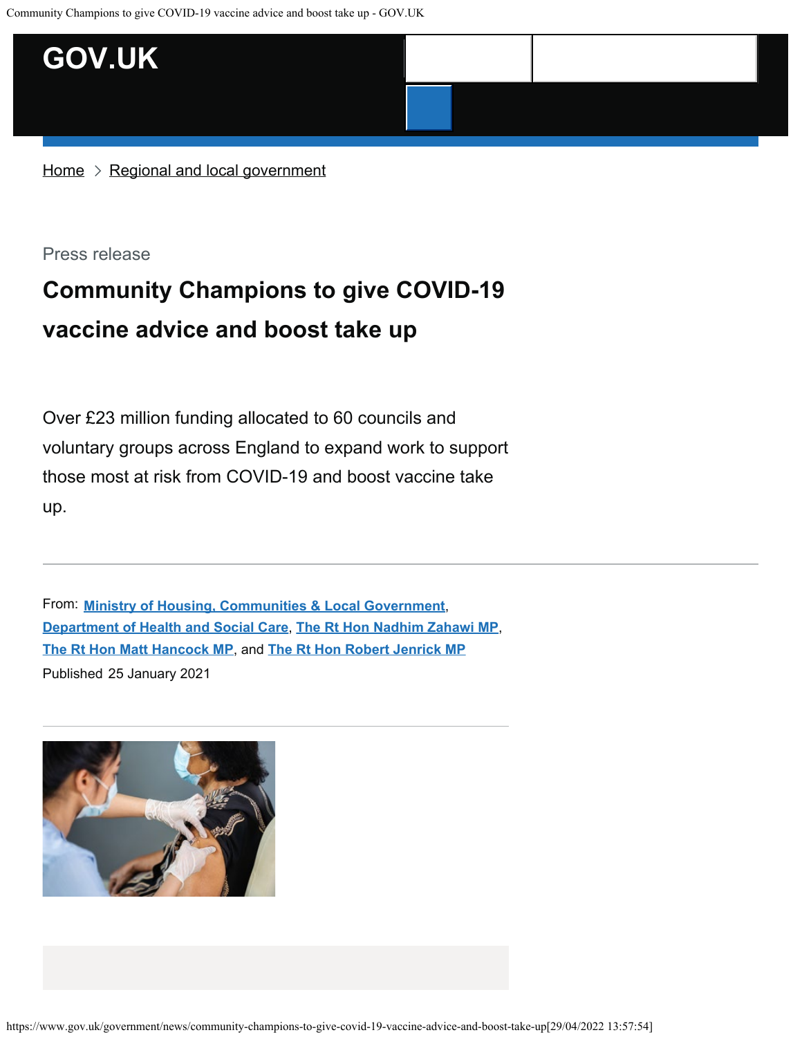GOV.UK

Home > Regional and local government

Press release

# Community Champions to give COVID-19 vaccine advice and boost take up

Over £23 million funding allocated to 60 councils and voluntary groups across England to expand work to support those most at risk from COVID-19 and boost vaccine take up.

From: **Ministry of Housing, Communities & Local Government**, **Department of Health and Social Care**, **The Rt Hon Nadhim Zahawi MP**, **The Rt Hon Matt Hancock MP**, and **The Rt Hon Robert Jenrick MP**

Published 25 January 2021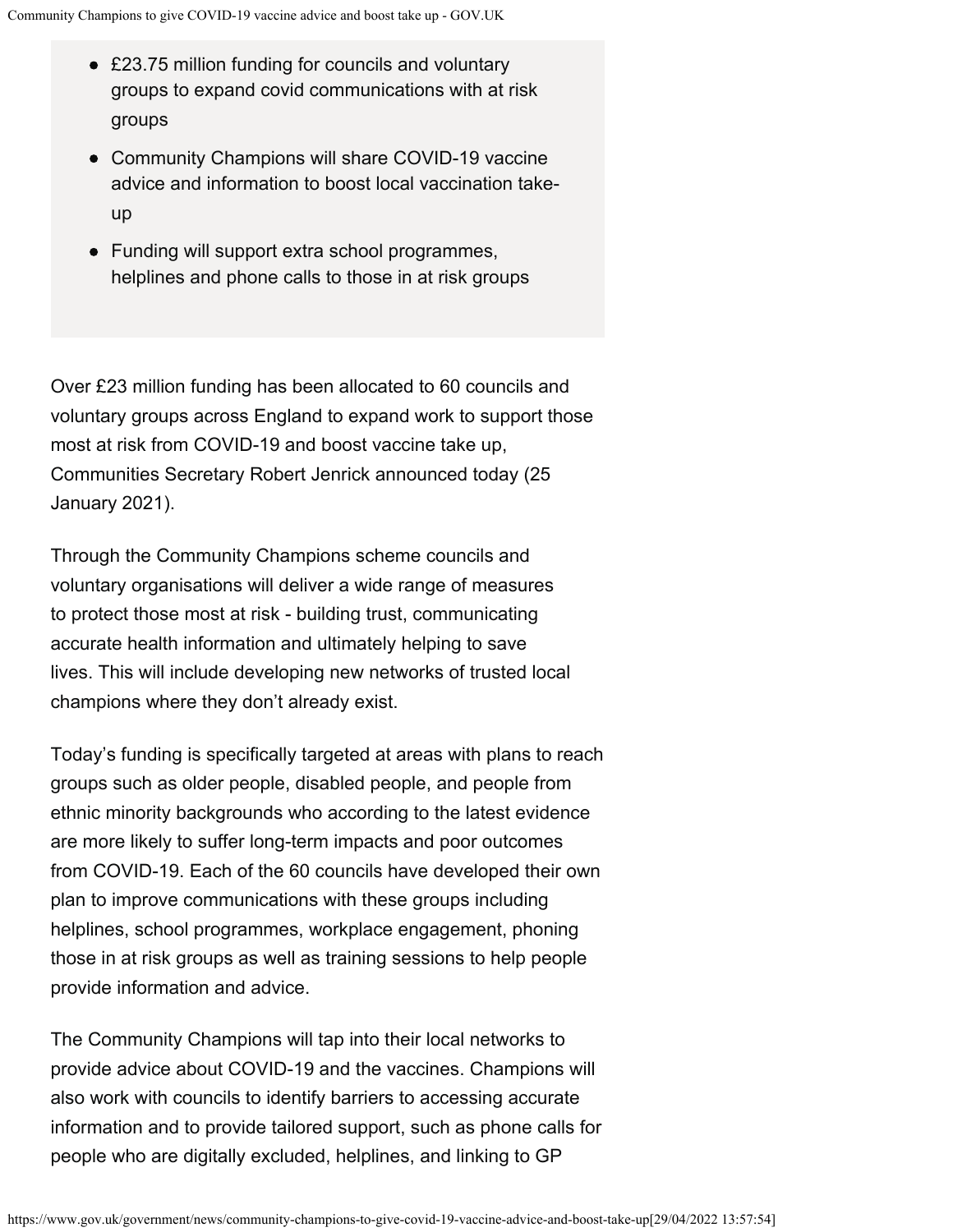- £23.75 million funding for councils and voluntary groups to expand covid communications with at risk groups
- Community Champions will share COVID-19 vaccine advice and information to boost local vaccination take-up
- Funding will support extra school programmes, helplines and phone calls to those in at risk groups

Over £23 million funding has been allocated to 60 councils and voluntary groups across England to expand work to support those most at risk from COVID-19 and boost vaccine take up, Communities Secretary Robert Jenrick announced today (25 January 2021).

Through the Community Champions scheme councils and voluntary organisations will deliver a wide range of measures to protect those most at risk - building trust, communicating accurate health information and ultimately helping to save lives. This will include developing new networks of trusted local champions where they don't already exist.

Today's funding is specifically targeted at areas with plans to reach groups such as older people, disabled people, and people from ethnic minority backgrounds who according to the latest evidence are more likely to suffer long-term impacts and poor outcomes from COVID-19. Each of the 60 councils have developed their own plan to improve communications with these groups including helplines, school programmes, workplace engagement, phoning those in at risk groups as well as training sessions to help people provide information and advice.

The Community Champions will tap into their local networks to provide advice about COVID-19 and the vaccines. Champions will also work with councils to identify barriers to accessing accurate information and to provide tailored support, such as phone calls for people who are digitally excluded, helplines, and linking to GP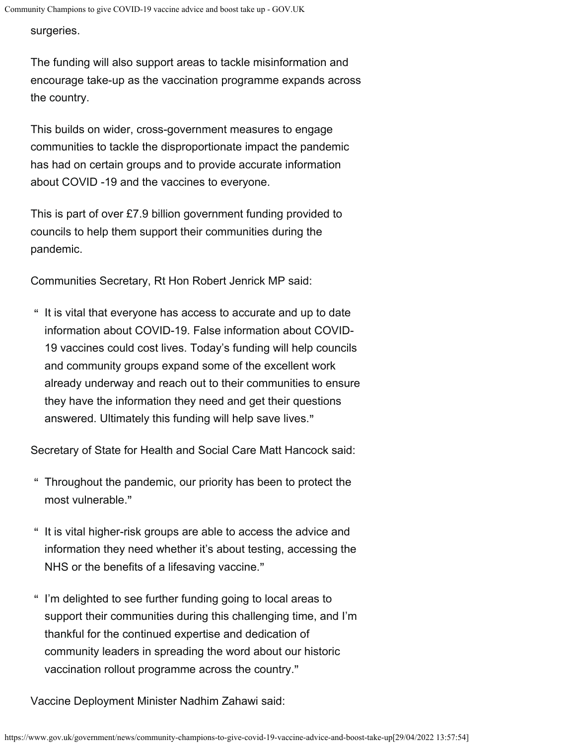surgeries.

The funding will also support areas to tackle misinformation and encourage take-up as the vaccination programme expands across the country.

This builds on wider, cross-government measures to engage communities to tackle the disproportionate impact the pandemic has had on certain groups and to provide accurate information about COVID -19 and the vaccines to everyone.

This is part of over £7.9 billion government funding provided to councils to help them support their communities during the pandemic.

Communities Secretary, Rt Hon Robert Jenrick MP said:

> It is vital that everyone has access to accurate and up to date information about COVID-19. False information about COVID-19 vaccines could cost lives. Today's funding will help councils and community groups expand some of the excellent work already underway and reach out to their communities to ensure they have the information they need and get their questions answered. Ultimately this funding will help save lives.

Secretary of State for Health and Social Care Matt Hancock said:

> Throughout the pandemic, our priority has been to protect the most vulnerable.

> It is vital higher-risk groups are able to access the advice and information they need whether it's about testing, accessing the NHS or the benefits of a lifesaving vaccine.

> I'm delighted to see further funding going to local areas to support their communities during this challenging time, and I'm thankful for the continued expertise and dedication of community leaders in spreading the word about our historic vaccination rollout programme across the country.

Vaccine Deployment Minister Nadhim Zahawi said: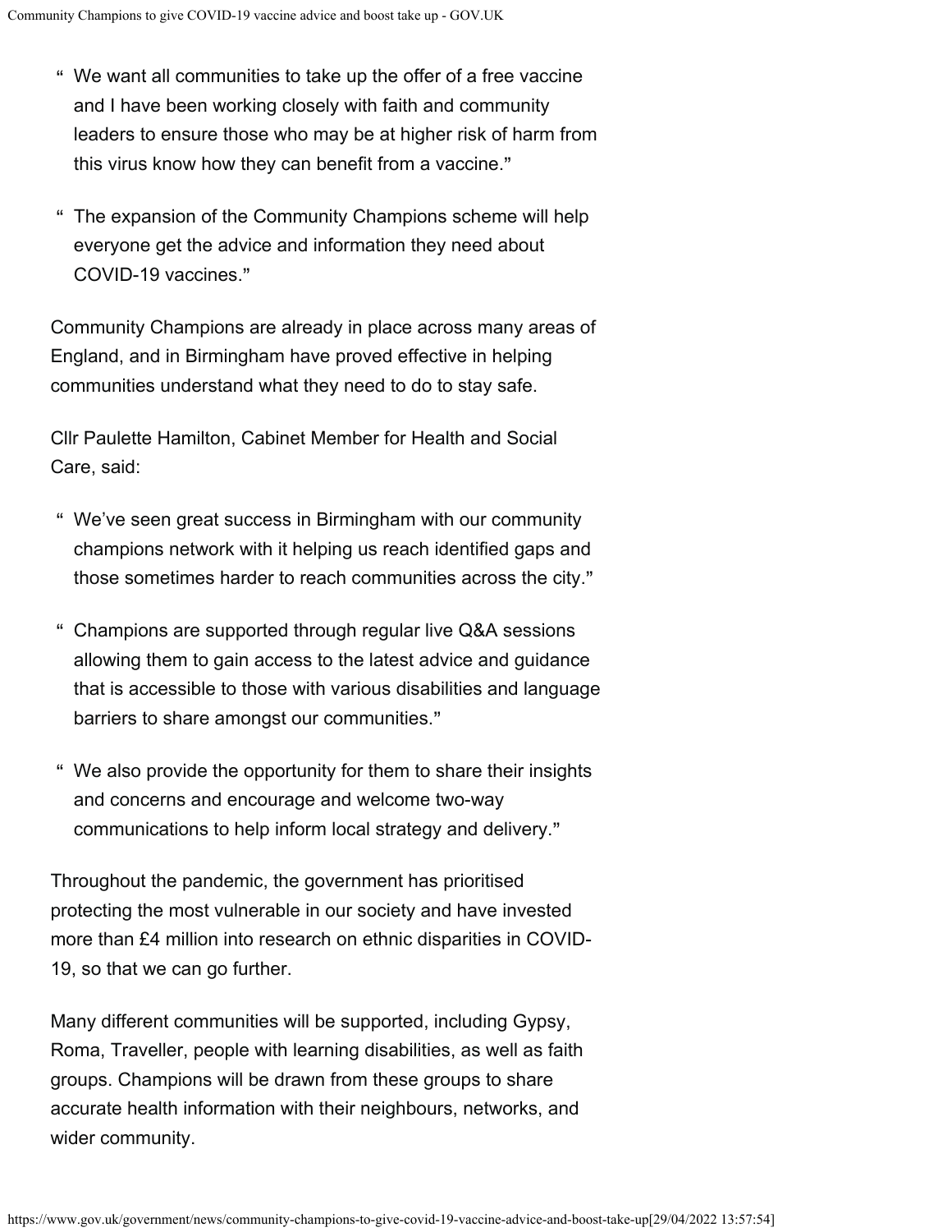> “ We want all communities to take up the offer of a free vaccine and I have been working closely with faith and community leaders to ensure those who may be at higher risk of harm from this virus know how they can benefit from a vaccine.”

> “ The expansion of the Community Champions scheme will help everyone get the advice and information they need about COVID-19 vaccines.”

Community Champions are already in place across many areas of England, and in Birmingham have proved effective in helping communities understand what they need to do to stay safe.

Cllr Paulette Hamilton, Cabinet Member for Health and Social Care, said:

> “ We’ve seen great success in Birmingham with our community champions network with it helping us reach identified gaps and those sometimes harder to reach communities across the city.”

> “ Champions are supported through regular live Q&A sessions allowing them to gain access to the latest advice and guidance that is accessible to those with various disabilities and language barriers to share amongst our communities.”

> “ We also provide the opportunity for them to share their insights and concerns and encourage and welcome two-way communications to help inform local strategy and delivery.”

Throughout the pandemic, the government has prioritised protecting the most vulnerable in our society and have invested more than £4 million into research on ethnic disparities in COVID-19, so that we can go further.

Many different communities will be supported, including Gypsy, Roma, Traveller, people with learning disabilities, as well as faith groups. Champions will be drawn from these groups to share accurate health information with their neighbours, networks, and wider community.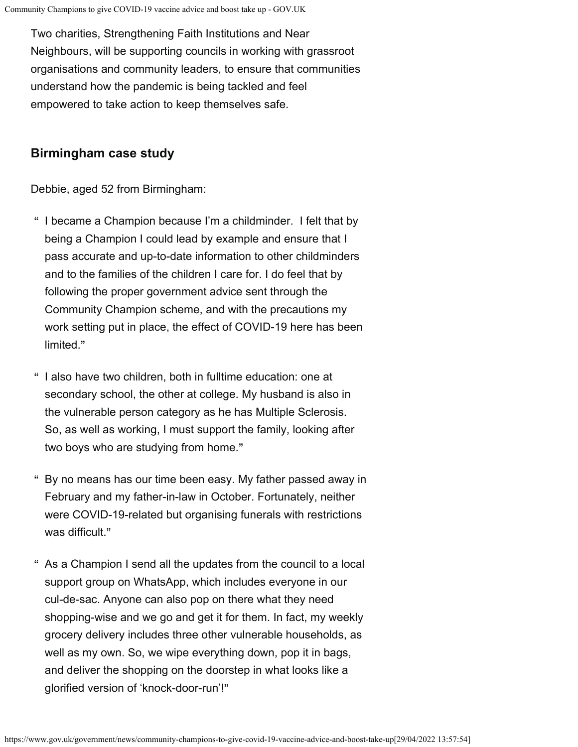Two charities, Strengthening Faith Institutions and Near Neighbours, will be supporting councils in working with grassroot organisations and community leaders, to ensure that communities understand how the pandemic is being tackled and feel empowered to take action to keep themselves safe.

## Birmingham case study

Debbie, aged 52 from Birmingham:

> I became a Champion because I'm a childminder. I felt that by being a Champion I could lead by example and ensure that I pass accurate and up-to-date information to other childminders and to the families of the children I care for. I do feel that by following the proper government advice sent through the Community Champion scheme, and with the precautions my work setting put in place, the effect of COVID-19 here has been limited."

> I also have two children, both in fulltime education: one at secondary school, the other at college. My husband is also in the vulnerable person category as he has Multiple Sclerosis. So, as well as working, I must support the family, looking after two boys who are studying from home."

> By no means has our time been easy. My father passed away in February and my father-in-law in October. Fortunately, neither were COVID-19-related but organising funerals with restrictions was difficult."

> As a Champion I send all the updates from the council to a local support group on WhatsApp, which includes everyone in our cul-de-sac. Anyone can also pop on there what they need shopping-wise and we go and get it for them. In fact, my weekly grocery delivery includes three other vulnerable households, as well as my own. So, we wipe everything down, pop it in bags, and deliver the shopping on the doorstep in what looks like a glorified version of 'knock-door-run'!"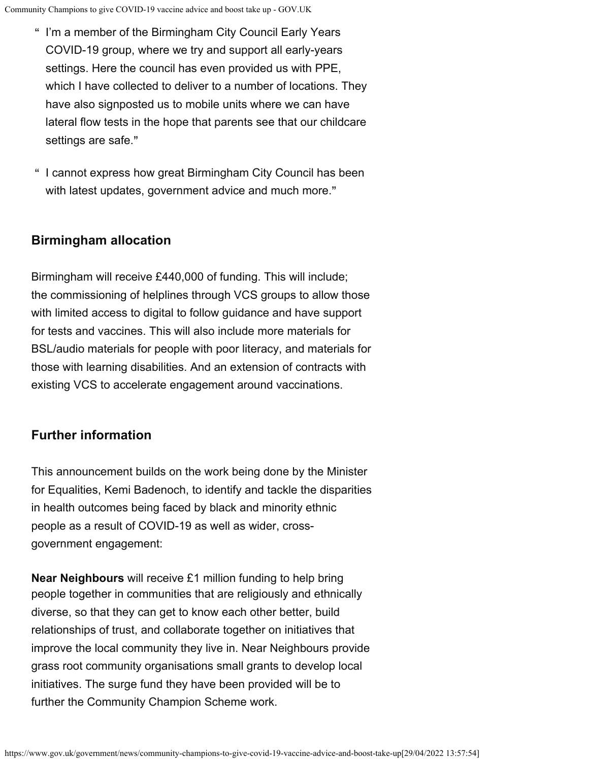> “ I’m a member of the Birmingham City Council Early Years COVID-19 group, where we try and support all early-years settings. Here the council has even provided us with PPE, which I have collected to deliver to a number of locations. They have also signposted us to mobile units where we can have lateral flow tests in the hope that parents see that our childcare settings are safe.”

> “ I cannot express how great Birmingham City Council has been with latest updates, government advice and much more.”

## Birmingham allocation

Birmingham will receive £440,000 of funding. This will include; the commissioning of helplines through VCS groups to allow those with limited access to digital to follow guidance and have support for tests and vaccines. This will also include more materials for BSL/audio materials for people with poor literacy, and materials for those with learning disabilities. And an extension of contracts with existing VCS to accelerate engagement around vaccinations.

## Further information

This announcement builds on the work being done by the Minister for Equalities, Kemi Badenoch, to identify and tackle the disparities in health outcomes being faced by black and minority ethnic people as a result of COVID-19 as well as wider, cross-government engagement:

**Near Neighbours** will receive £1 million funding to help bring people together in communities that are religiously and ethnically diverse, so that they can get to know each other better, build relationships of trust, and collaborate together on initiatives that improve the local community they live in. Near Neighbours provide grass root community organisations small grants to develop local initiatives. The surge fund they have been provided will be to further the Community Champion Scheme work.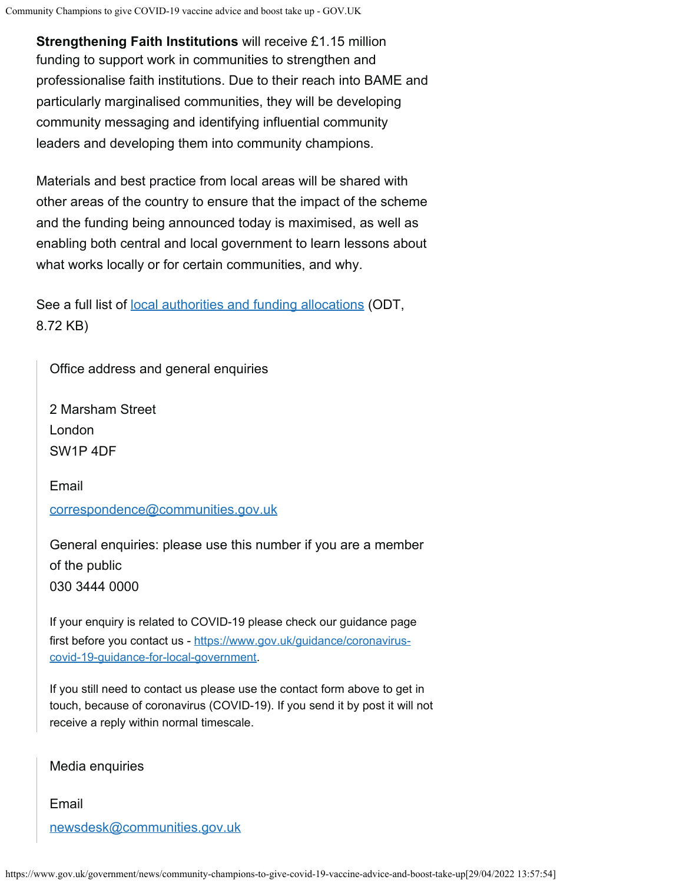**Strengthening Faith Institutions** will receive £1.15 million funding to support work in communities to strengthen and professionalise faith institutions. Due to their reach into BAME and particularly marginalised communities, they will be developing community messaging and identifying influential community leaders and developing them into community champions.

Materials and best practice from local areas will be shared with other areas of the country to ensure that the impact of the scheme and the funding being announced today is maximised, as well as enabling both central and local government to learn lessons about what works locally or for certain communities, and why.

See a full list of [local authorities and funding allocations](local authorities and funding allocations) (ODT, 8.72 KB)

Office address and general enquiries

2 Marsham Street
London
SW1P 4DF

Email

[correspondence@communities.gov.uk](mailto:correspondence@communities.gov.uk)

General enquiries: please use this number if you are a member of the public
030 3444 0000

If your enquiry is related to COVID-19 please check our guidance page first before you contact us - [https://www.gov.uk/guidance/coronavirus-covid-19-guidance-for-local-government](https://www.gov.uk/guidance/coronavirus-covid-19-guidance-for-local-government).

If you still need to contact us please use the contact form above to get in touch, because of coronavirus (COVID-19). If you send it by post it will not receive a reply within normal timescale.

Media enquiries

Email

[newsdesk@communities.gov.uk](mailto:newsdesk@communities.gov.uk)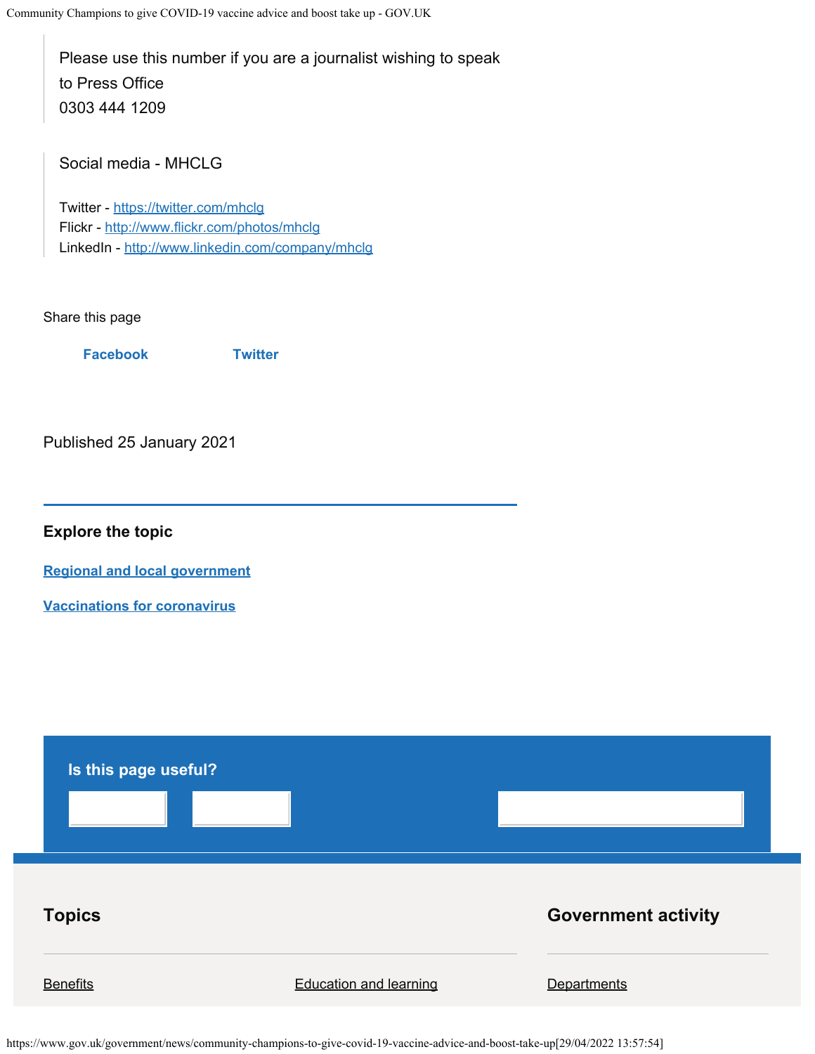Please use this number if you are a journalist wishing to speak to Press Office
0303 444 1209

Social media - MHCLG

Twitter - https://twitter.com/mhclg
Flickr - http://www.flickr.com/photos/mhclg
LinkedIn - http://www.linkedin.com/company/mhclg

Share this page

Facebook Twitter

Published 25 January 2021

### Explore the topic

[Regional and local government](#)

[Vaccinations for coronavirus](#)

**Is this page useful?**

## Topics

Benefits

Education and learning

## Government activity

Departments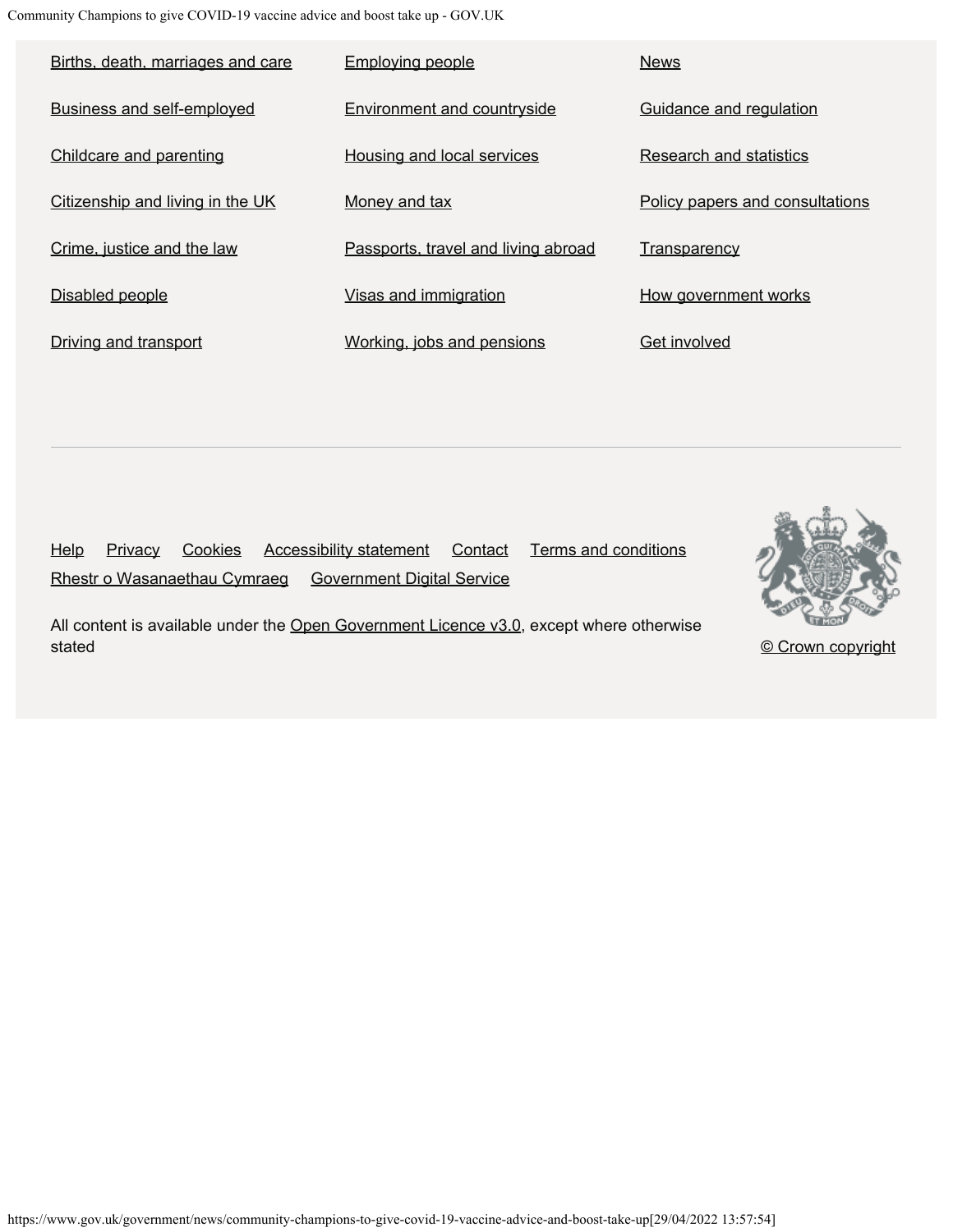Births, death, marriages and care

Business and self-employed

Childcare and parenting

Citizenship and living in the UK

Crime, justice and the law

Disabled people

Driving and transport

Employing people

Environment and countryside

Housing and local services

Money and tax

Passports, travel and living abroad

Visas and immigration

Working, jobs and pensions

News

Guidance and regulation

Research and statistics

Policy papers and consultations

Transparency

How government works

Get involved

Help Privacy Cookies Accessibility statement Contact Terms and conditions
Rhestr o Wasanaethau Cymraeg Government Digital Service

All content is available under the Open Government Licence v3.0, except where otherwise stated

© Crown copyright